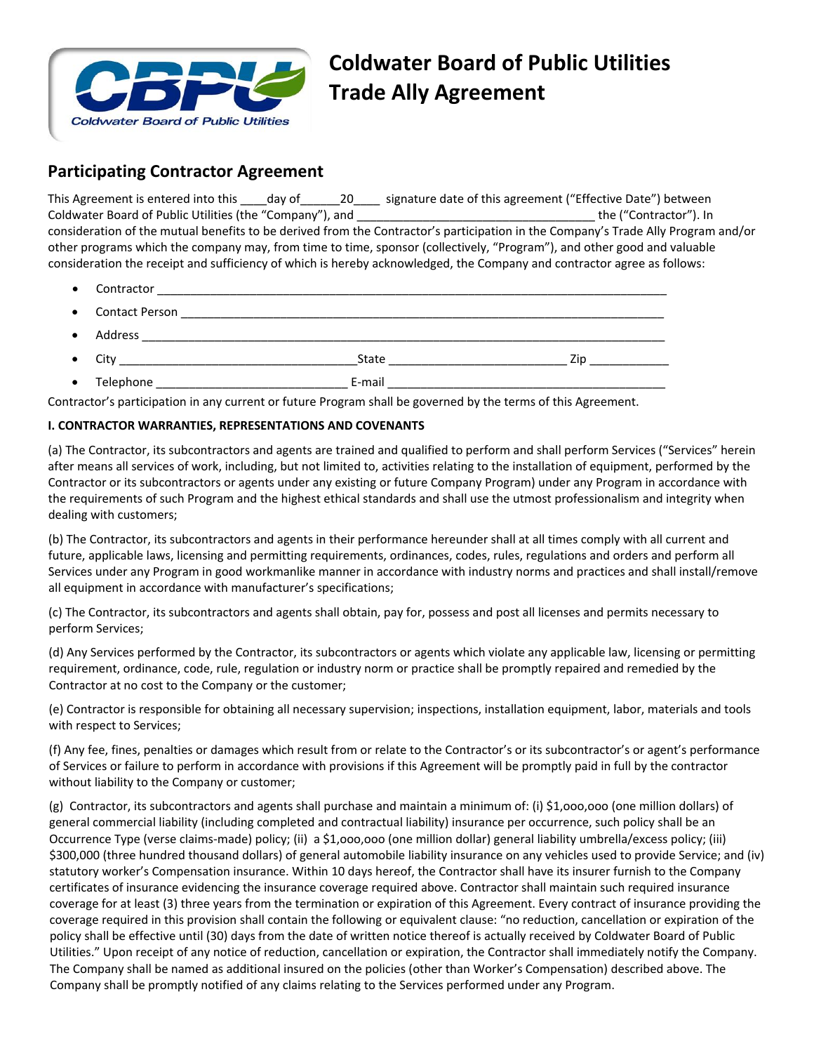# Coldwater Board of Public Utilities Trade Ally Agreement

## Participating Contractor Agreement

This Agreement is entered into this ____day of______20____ signature date of this agreement ("Effective Date") between Coldwater Board of Public Utilities (the "Company"), and ___________________________________ the ("Contractor"). In consideration of the mutual benefits to be derived from the Contractor's participation in the Company's Trade Ally Program and/or other programs which the company may, from time to time, sponsor (collectively, "Program"), and other good and valuable consideration the receipt and sufficiency of which is hereby acknowledged, the Company and contractor agree as follows:

- Contractor ___________________________________________________________________________
- Contact Person ________________________________________________________________________
- Address ______________________________________________________________________________
- City ___________________________________State ___________________________ Zip ____________
- Telephone _____________________________ E-mail ___________________________________________

Contractor's participation in any current or future Program shall be governed by the terms of this Agreement.

**I. CONTRACTOR WARRANTIES, REPRESENTATIONS AND COVENANTS**

(a) The Contractor, its subcontractors and agents are trained and qualified to perform and shall perform Services ("Services" herein after means all services of work, including, but not limited to, activities relating to the installation of equipment, performed by the Contractor or its subcontractors or agents under any existing or future Company Program) under any Program in accordance with the requirements of such Program and the highest ethical standards and shall use the utmost professionalism and integrity when dealing with customers;

(b) The Contractor, its subcontractors and agents in their performance hereunder shall at all times comply with all current and future, applicable laws, licensing and permitting requirements, ordinances, codes, rules, regulations and orders and perform all Services under any Program in good workmanlike manner in accordance with industry norms and practices and shall install/remove all equipment in accordance with manufacturer's specifications;

(c) The Contractor, its subcontractors and agents shall obtain, pay for, possess and post all licenses and permits necessary to perform Services;

(d) Any Services performed by the Contractor, its subcontractors or agents which violate any applicable law, licensing or permitting requirement, ordinance, code, rule, regulation or industry norm or practice shall be promptly repaired and remedied by the Contractor at no cost to the Company or the customer;

(e) Contractor is responsible for obtaining all necessary supervision; inspections, installation equipment, labor, materials and tools with respect to Services;

(f) Any fee, fines, penalties or damages which result from or relate to the Contractor's or its subcontractor's or agent's performance of Services or failure to perform in accordance with provisions if this Agreement will be promptly paid in full by the contractor without liability to the Company or customer;

(g) Contractor, its subcontractors and agents shall purchase and maintain a minimum of: (i) $1,ooo,ooo (one million dollars) of general commercial liability (including completed and contractual liability) insurance per occurrence, such policy shall be an Occurrence Type (verse claims-made) policy; (ii) a $1,ooo,ooo (one million dollar) general liability umbrella/excess policy; (iii) $300,000 (three hundred thousand dollars) of general automobile liability insurance on any vehicles used to provide Service; and (iv) statutory worker's Compensation insurance. Within 10 days hereof, the Contractor shall have its insurer furnish to the Company certificates of insurance evidencing the insurance coverage required above. Contractor shall maintain such required insurance coverage for at least (3) three years from the termination or expiration of this Agreement. Every contract of insurance providing the coverage required in this provision shall contain the following or equivalent clause: "no reduction, cancellation or expiration of the policy shall be effective until (30) days from the date of written notice thereof is actually received by Coldwater Board of Public Utilities." Upon receipt of any notice of reduction, cancellation or expiration, the Contractor shall immediately notify the Company. The Company shall be named as additional insured on the policies (other than Worker's Compensation) described above. The Company shall be promptly notified of any claims relating to the Services performed under any Program.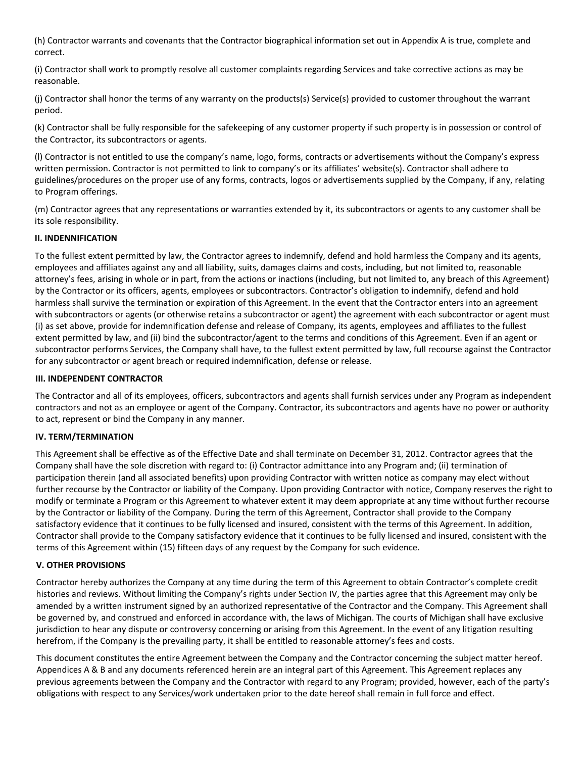(h) Contractor warrants and covenants that the Contractor biographical information set out in Appendix A is true, complete and correct.

(i) Contractor shall work to promptly resolve all customer complaints regarding Services and take corrective actions as may be reasonable.

(j) Contractor shall honor the terms of any warranty on the products(s) Service(s) provided to customer throughout the warrant period.

(k) Contractor shall be fully responsible for the safekeeping of any customer property if such property is in possession or control of the Contractor, its subcontractors or agents.

(l) Contractor is not entitled to use the company's name, logo, forms, contracts or advertisements without the Company's express written permission. Contractor is not permitted to link to company's or its affiliates' website(s). Contractor shall adhere to guidelines/procedures on the proper use of any forms, contracts, logos or advertisements supplied by the Company, if any, relating to Program offerings.

(m) Contractor agrees that any representations or warranties extended by it, its subcontractors or agents to any customer shall be its sole responsibility.

**II. INDENNIFICATION**

To the fullest extent permitted by law, the Contractor agrees to indemnify, defend and hold harmless the Company and its agents, employees and affiliates against any and all liability, suits, damages claims and costs, including, but not limited to, reasonable attorney's fees, arising in whole or in part, from the actions or inactions (including, but not limited to, any breach of this Agreement) by the Contractor or its officers, agents, employees or subcontractors. Contractor's obligation to indemnify, defend and hold harmless shall survive the termination or expiration of this Agreement. In the event that the Contractor enters into an agreement with subcontractors or agents (or otherwise retains a subcontractor or agent) the agreement with each subcontractor or agent must (i) as set above, provide for indemnification defense and release of Company, its agents, employees and affiliates to the fullest extent permitted by law, and (ii) bind the subcontractor/agent to the terms and conditions of this Agreement. Even if an agent or subcontractor performs Services, the Company shall have, to the fullest extent permitted by law, full recourse against the Contractor for any subcontractor or agent breach or required indemnification, defense or release.

**III. INDEPENDENT CONTRACTOR**

The Contractor and all of its employees, officers, subcontractors and agents shall furnish services under any Program as independent contractors and not as an employee or agent of the Company. Contractor, its subcontractors and agents have no power or authority to act, represent or bind the Company in any manner.

**IV. TERM/TERMINATION**

This Agreement shall be effective as of the Effective Date and shall terminate on December 31, 2012. Contractor agrees that the Company shall have the sole discretion with regard to: (i) Contractor admittance into any Program and; (ii) termination of participation therein (and all associated benefits) upon providing Contractor with written notice as company may elect without further recourse by the Contractor or liability of the Company. Upon providing Contractor with notice, Company reserves the right to modify or terminate a Program or this Agreement to whatever extent it may deem appropriate at any time without further recourse by the Contractor or liability of the Company. During the term of this Agreement, Contractor shall provide to the Company satisfactory evidence that it continues to be fully licensed and insured, consistent with the terms of this Agreement. In addition, Contractor shall provide to the Company satisfactory evidence that it continues to be fully licensed and insured, consistent with the terms of this Agreement within (15) fifteen days of any request by the Company for such evidence.

**V. OTHER PROVISIONS**

Contractor hereby authorizes the Company at any time during the term of this Agreement to obtain Contractor's complete credit histories and reviews. Without limiting the Company's rights under Section IV, the parties agree that this Agreement may only be amended by a written instrument signed by an authorized representative of the Contractor and the Company. This Agreement shall be governed by, and construed and enforced in accordance with, the laws of Michigan. The courts of Michigan shall have exclusive jurisdiction to hear any dispute or controversy concerning or arising from this Agreement. In the event of any litigation resulting herefrom, if the Company is the prevailing party, it shall be entitled to reasonable attorney's fees and costs.

This document constitutes the entire Agreement between the Company and the Contractor concerning the subject matter hereof. Appendices A & B and any documents referenced herein are an integral part of this Agreement. This Agreement replaces any previous agreements between the Company and the Contractor with regard to any Program; provided, however, each of the party's obligations with respect to any Services/work undertaken prior to the date hereof shall remain in full force and effect.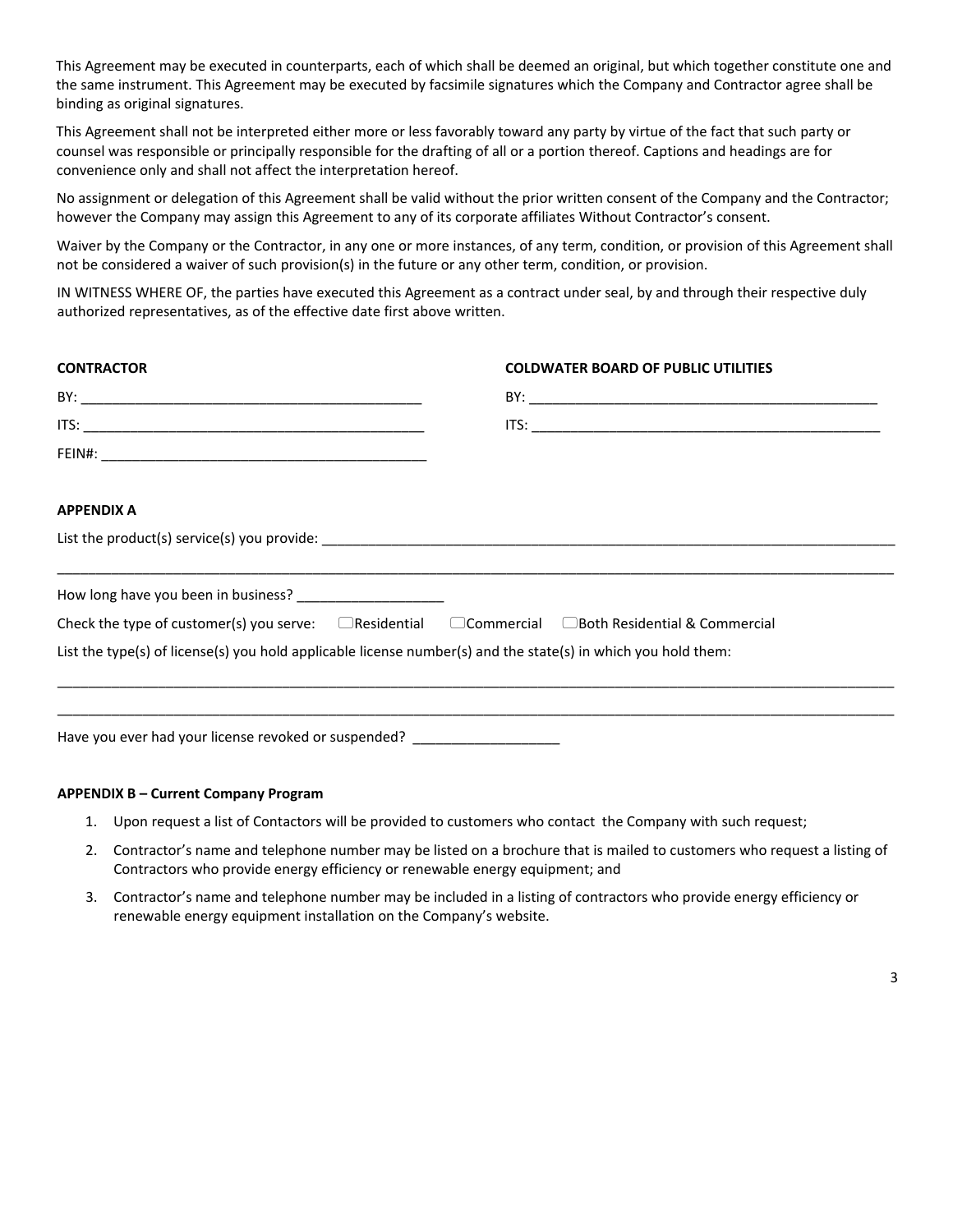This Agreement may be executed in counterparts, each of which shall be deemed an original, but which together constitute one and the same instrument. This Agreement may be executed by facsimile signatures which the Company and Contractor agree shall be binding as original signatures.

This Agreement shall not be interpreted either more or less favorably toward any party by virtue of the fact that such party or counsel was responsible or principally responsible for the drafting of all or a portion thereof. Captions and headings are for convenience only and shall not affect the interpretation hereof.

No assignment or delegation of this Agreement shall be valid without the prior written consent of the Company and the Contractor; however the Company may assign this Agreement to any of its corporate affiliates Without Contractor's consent.

Waiver by the Company or the Contractor, in any one or more instances, of any term, condition, or provision of this Agreement shall not be considered a waiver of such provision(s) in the future or any other term, condition, or provision.

IN WITNESS WHERE OF, the parties have executed this Agreement as a contract under seal, by and through their respective duly authorized representatives, as of the effective date first above written.

| **CONTRACTOR** | **COLDWATER BOARD OF PUBLIC UTILITIES** |
|---|---|
| BY: ____________________________________________ | BY: ______________________________________________ |
| ITS: ____________________________________________ | ITS: ______________________________________________ |
| FEIN#: __________________________________________ | |

**APPENDIX A**

List the product(s) service(s) you provide: ____________________________________________________________________________

________________________________________________________________________________________________________

How long have you been in business? ___________________

Check the type of customer(s) you serve: ☐Residential ☐Commercial ☐Both Residential & Commercial

List the type(s) of license(s) you hold applicable license number(s) and the state(s) in which you hold them:

________________________________________________________________________________________________________

________________________________________________________________________________________________________

Have you ever had your license revoked or suspended? ___________________

**APPENDIX B – Current Company Program**

1. Upon request a list of Contactors will be provided to customers who contact the Company with such request;
2. Contractor's name and telephone number may be listed on a brochure that is mailed to customers who request a listing of Contractors who provide energy efficiency or renewable energy equipment; and
3. Contractor's name and telephone number may be included in a listing of contractors who provide energy efficiency or renewable energy equipment installation on the Company's website.